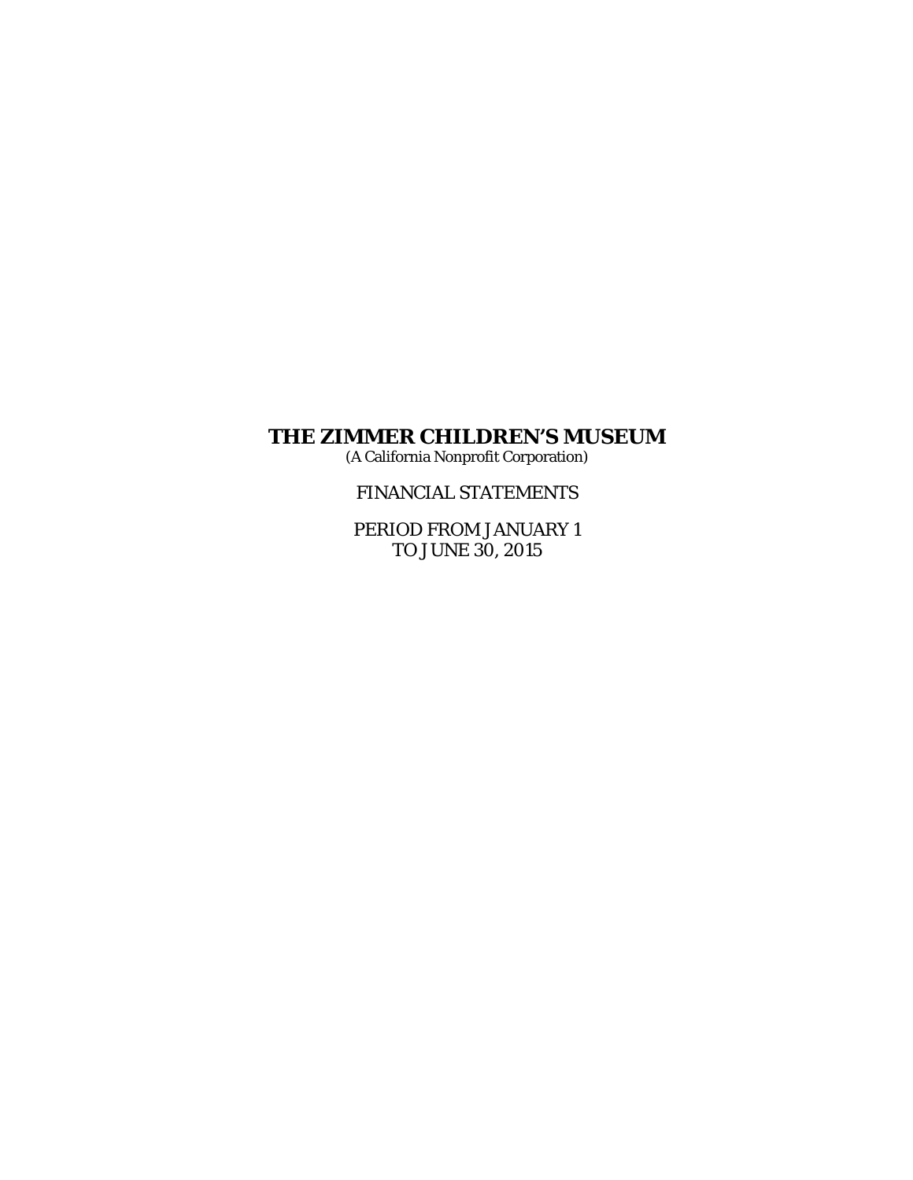# THE ZIMMER CHILDREN'S MUSEUM

(A California Nonprofit Corporation)

FINANCIAL STATEMENTS

PERIOD FROM JANUARY 1
TO JUNE 30, 2015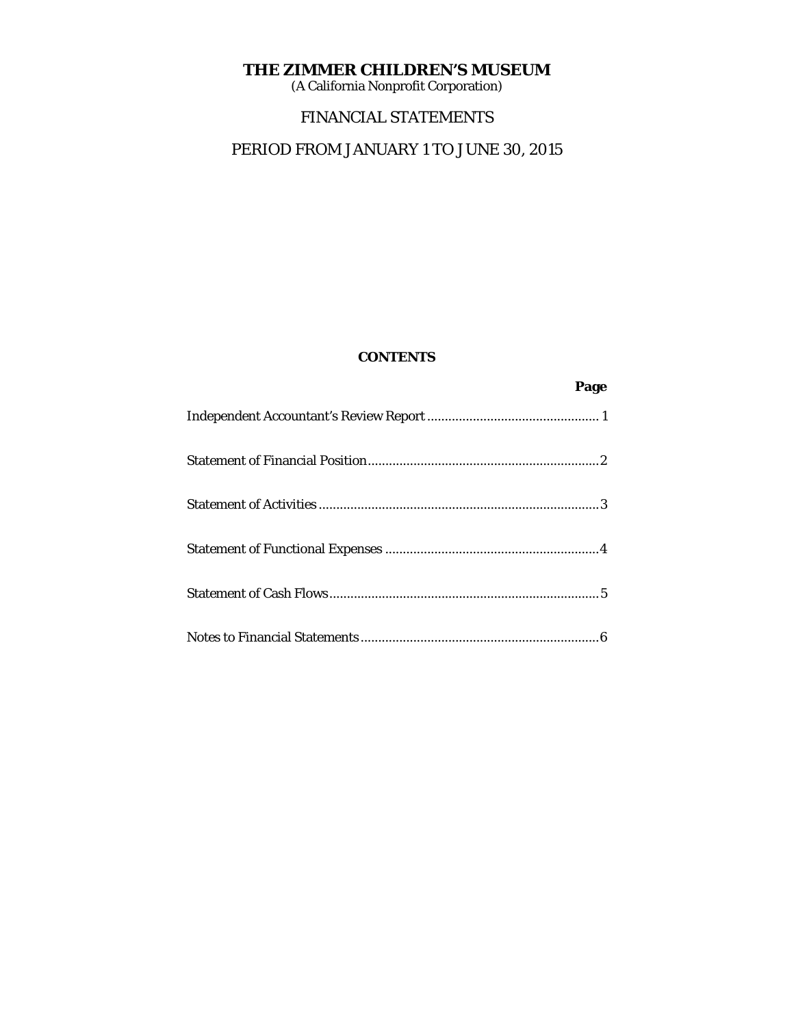# THE ZIMMER CHILDREN'S MUSEUM

(A California Nonprofit Corporation)

## FINANCIAL STATEMENTS

## PERIOD FROM JANUARY 1 TO JUNE 30, 2015

### CONTENTS

| | Page |
|---|---|
| Independent Accountant's Review Report | 1 |
| Statement of Financial Position | 2 |
| Statement of Activities | 3 |
| Statement of Functional Expenses | 4 |
| Statement of Cash Flows | 5 |
| Notes to Financial Statements | 6 |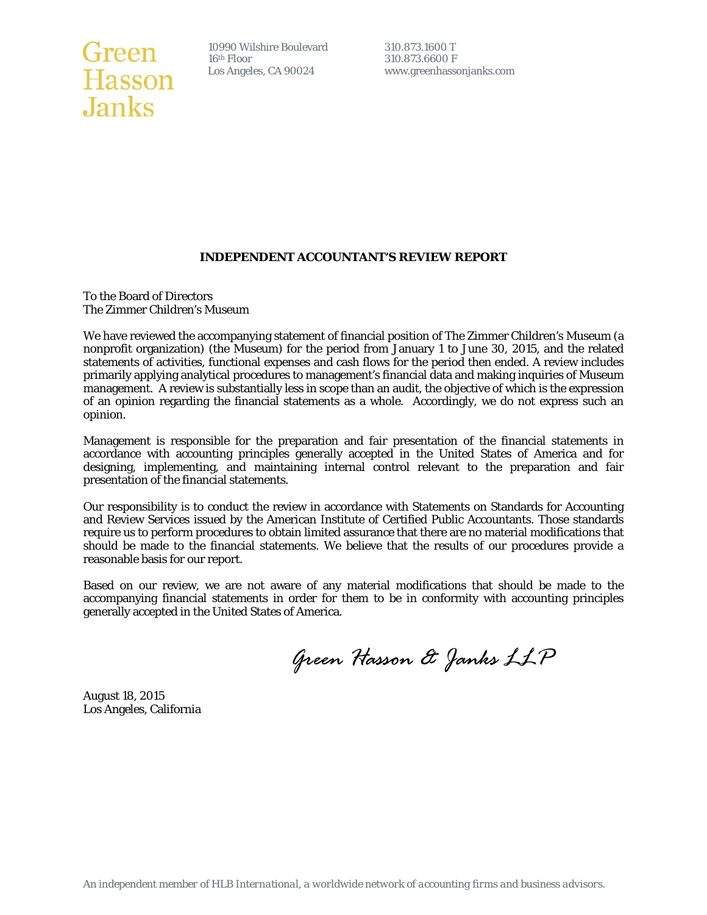Green
Hasson
Janks

10990 Wilshire Boulevard
16th Floor
Los Angeles, CA 90024

310.873.1600 T
310.873.6600 F
www.greenhassonjanks.com

**INDEPENDENT ACCOUNTANT'S REVIEW REPORT**

To the Board of Directors
The Zimmer Children's Museum

We have reviewed the accompanying statement of financial position of The Zimmer Children's Museum (a nonprofit organization) (the Museum) for the period from January 1 to June 30, 2015, and the related statements of activities, functional expenses and cash flows for the period then ended. A review includes primarily applying analytical procedures to management's financial data and making inquiries of Museum management. A review is substantially less in scope than an audit, the objective of which is the expression of an opinion regarding the financial statements as a whole. Accordingly, we do not express such an opinion.

Management is responsible for the preparation and fair presentation of the financial statements in accordance with accounting principles generally accepted in the United States of America and for designing, implementing, and maintaining internal control relevant to the preparation and fair presentation of the financial statements.

Our responsibility is to conduct the review in accordance with Statements on Standards for Accounting and Review Services issued by the American Institute of Certified Public Accountants. Those standards require us to perform procedures to obtain limited assurance that there are no material modifications that should be made to the financial statements. We believe that the results of our procedures provide a reasonable basis for our report.

Based on our review, we are not aware of any material modifications that should be made to the accompanying financial statements in order for them to be in conformity with accounting principles generally accepted in the United States of America.

*Green Hasson & Janks LLP*

August 18, 2015
Los Angeles, California

*An independent member of HLB International, a worldwide network of accounting firms and business advisors.*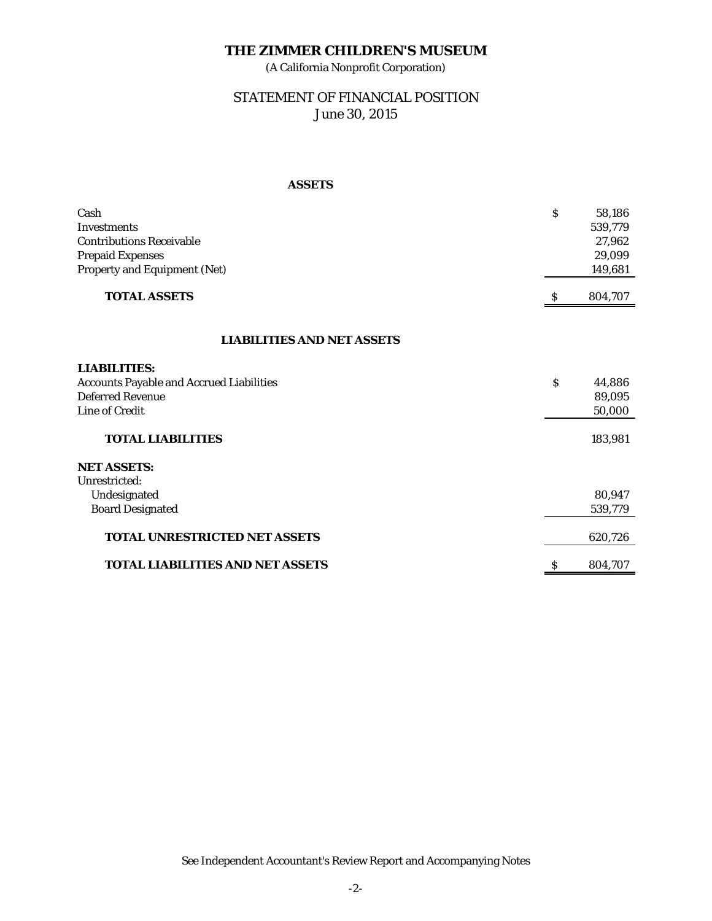# THE ZIMMER CHILDREN'S MUSEUM

(A California Nonprofit Corporation)

## STATEMENT OF FINANCIAL POSITION

June 30, 2015

### ASSETS

| | |
|---|---|
| Cash | $ 58,186 |
| Investments | 539,779 |
| Contributions Receivable | 27,962 |
| Prepaid Expenses | 29,099 |
| Property and Equipment (Net) | 149,681 |
| **TOTAL ASSETS** | $ 804,707 |

### LIABILITIES AND NET ASSETS

| | |
|---|---|
| **LIABILITIES:** | |
| Accounts Payable and Accrued Liabilities | $ 44,886 |
| Deferred Revenue | 89,095 |
| Line of Credit | 50,000 |
| **TOTAL LIABILITIES** | 183,981 |
| **NET ASSETS:** | |
| Unrestricted: | |
| Undesignated | 80,947 |
| Board Designated | 539,779 |
| **TOTAL UNRESTRICTED NET ASSETS** | 620,726 |
| **TOTAL LIABILITIES AND NET ASSETS** | $ 804,707 |

See Independent Accountant's Review Report and Accompanying Notes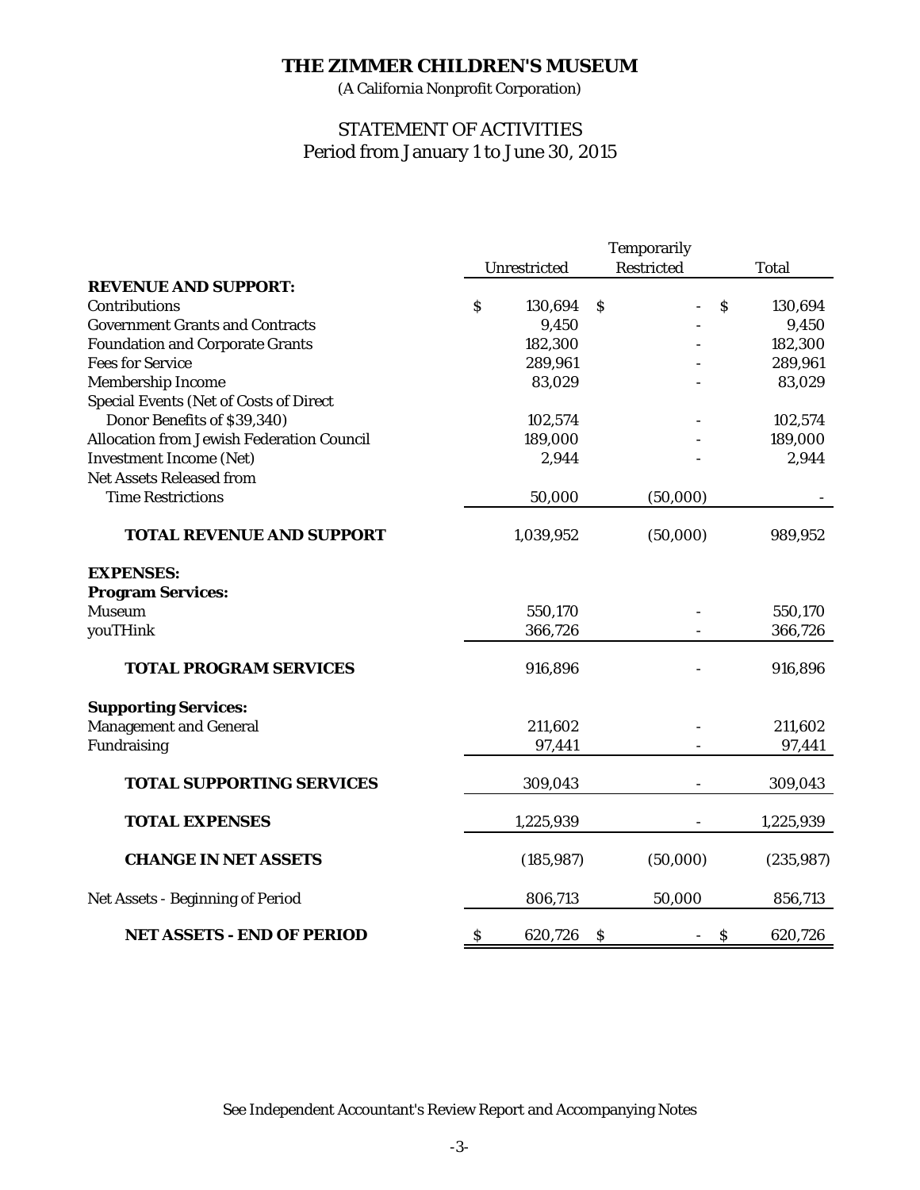# THE ZIMMER CHILDREN'S MUSEUM

(A California Nonprofit Corporation)

## STATEMENT OF ACTIVITIES
Period from January 1 to June 30, 2015

| | Unrestricted | Temporarily Restricted | Total |
|---|---|---|---|
| **REVENUE AND SUPPORT:** | | | |
| Contributions | $ 130,694 | $ - | $ 130,694 |
| Government Grants and Contracts | 9,450 | - | 9,450 |
| Foundation and Corporate Grants | 182,300 | - | 182,300 |
| Fees for Service | 289,961 | - | 289,961 |
| Membership Income | 83,029 | - | 83,029 |
| Special Events (Net of Costs of Direct Donor Benefits of $39,340) | 102,574 | - | 102,574 |
| Allocation from Jewish Federation Council | 189,000 | - | 189,000 |
| Investment Income (Net) | 2,944 | - | 2,944 |
| Net Assets Released from Time Restrictions | 50,000 | (50,000) | - |
| **TOTAL REVENUE AND SUPPORT** | 1,039,952 | (50,000) | 989,952 |
| **EXPENSES:** | | | |
| **Program Services:** | | | |
| Museum | 550,170 | - | 550,170 |
| youTHink | 366,726 | - | 366,726 |
| **TOTAL PROGRAM SERVICES** | 916,896 | - | 916,896 |
| **Supporting Services:** | | | |
| Management and General | 211,602 | - | 211,602 |
| Fundraising | 97,441 | - | 97,441 |
| **TOTAL SUPPORTING SERVICES** | 309,043 | - | 309,043 |
| **TOTAL EXPENSES** | 1,225,939 | - | 1,225,939 |
| **CHANGE IN NET ASSETS** | (185,987) | (50,000) | (235,987) |
| Net Assets - Beginning of Period | 806,713 | 50,000 | 856,713 |
| **NET ASSETS - END OF PERIOD** | $ 620,726 | $ - | $ 620,726 |

See Independent Accountant's Review Report and Accompanying Notes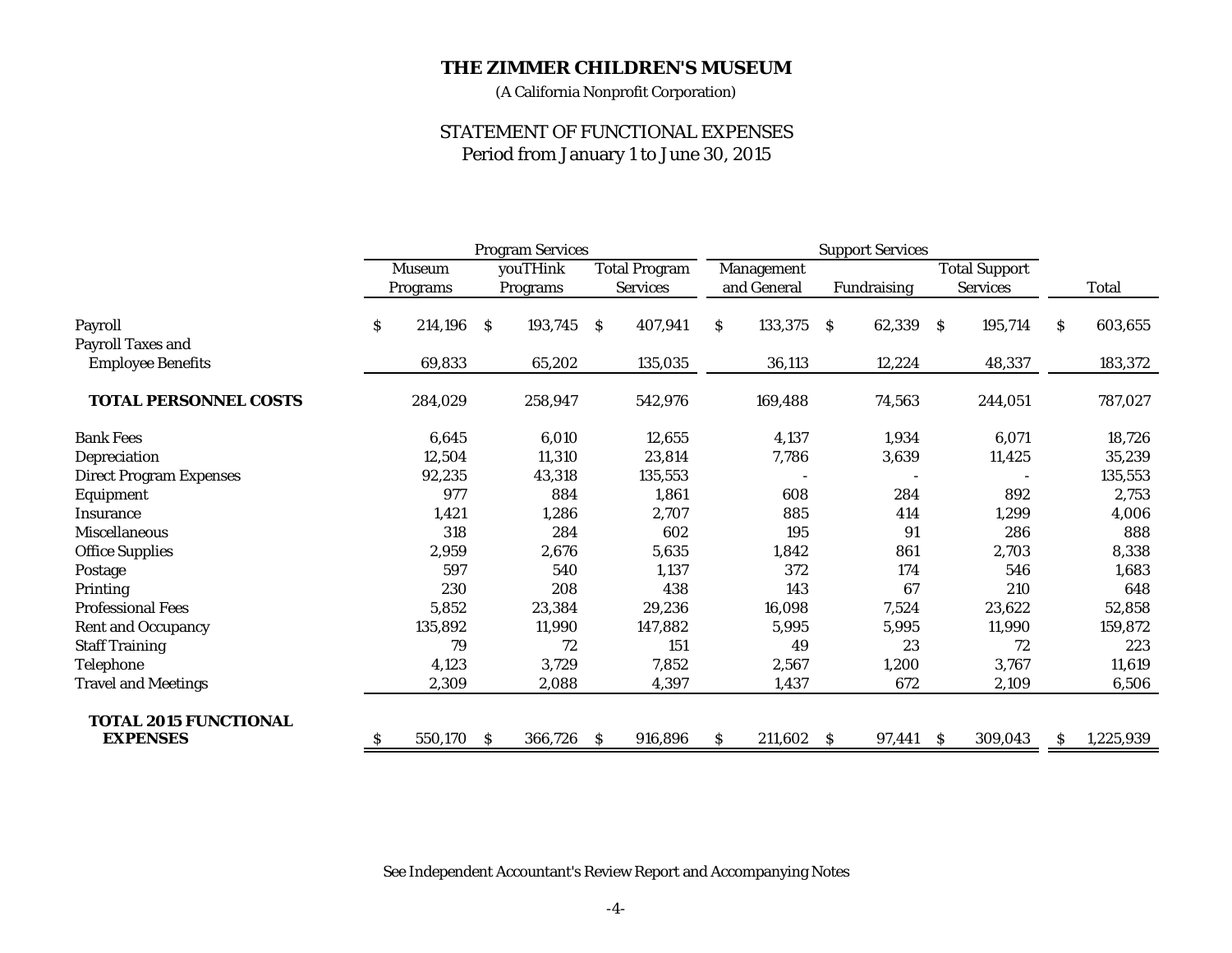# THE ZIMMER CHILDREN'S MUSEUM

(A California Nonprofit Corporation)

## STATEMENT OF FUNCTIONAL EXPENSES

Period from January 1 to June 30, 2015

| | Program Services | | | Support Services | | | |
|---|---|---|---|---|---|---|---|
| | Museum Programs | youTHink Programs | Total Program Services | Management and General | Fundraising | Total Support Services | Total |
| Payroll | $ 214,196 | $ 193,745 | $ 407,941 | $ 133,375 | $ 62,339 | $ 195,714 | $ 603,655 |
| Payroll Taxes and Employee Benefits | 69,833 | 65,202 | 135,035 | 36,113 | 12,224 | 48,337 | 183,372 |
| **TOTAL PERSONNEL COSTS** | 284,029 | 258,947 | 542,976 | 169,488 | 74,563 | 244,051 | 787,027 |
| Bank Fees | 6,645 | 6,010 | 12,655 | 4,137 | 1,934 | 6,071 | 18,726 |
| Depreciation | 12,504 | 11,310 | 23,814 | 7,786 | 3,639 | 11,425 | 35,239 |
| Direct Program Expenses | 92,235 | 43,318 | 135,553 | - | - | - | 135,553 |
| Equipment | 977 | 884 | 1,861 | 608 | 284 | 892 | 2,753 |
| Insurance | 1,421 | 1,286 | 2,707 | 885 | 414 | 1,299 | 4,006 |
| Miscellaneous | 318 | 284 | 602 | 195 | 91 | 286 | 888 |
| Office Supplies | 2,959 | 2,676 | 5,635 | 1,842 | 861 | 2,703 | 8,338 |
| Postage | 597 | 540 | 1,137 | 372 | 174 | 546 | 1,683 |
| Printing | 230 | 208 | 438 | 143 | 67 | 210 | 648 |
| Professional Fees | 5,852 | 23,384 | 29,236 | 16,098 | 7,524 | 23,622 | 52,858 |
| Rent and Occupancy | 135,892 | 11,990 | 147,882 | 5,995 | 5,995 | 11,990 | 159,872 |
| Staff Training | 79 | 72 | 151 | 49 | 23 | 72 | 223 |
| Telephone | 4,123 | 3,729 | 7,852 | 2,567 | 1,200 | 3,767 | 11,619 |
| Travel and Meetings | 2,309 | 2,088 | 4,397 | 1,437 | 672 | 2,109 | 6,506 |
| **TOTAL 2015 FUNCTIONAL EXPENSES** | $ 550,170 | $ 366,726 | $ 916,896 | $ 211,602 | $ 97,441 | $ 309,043 | $ 1,225,939 |

See Independent Accountant's Review Report and Accompanying Notes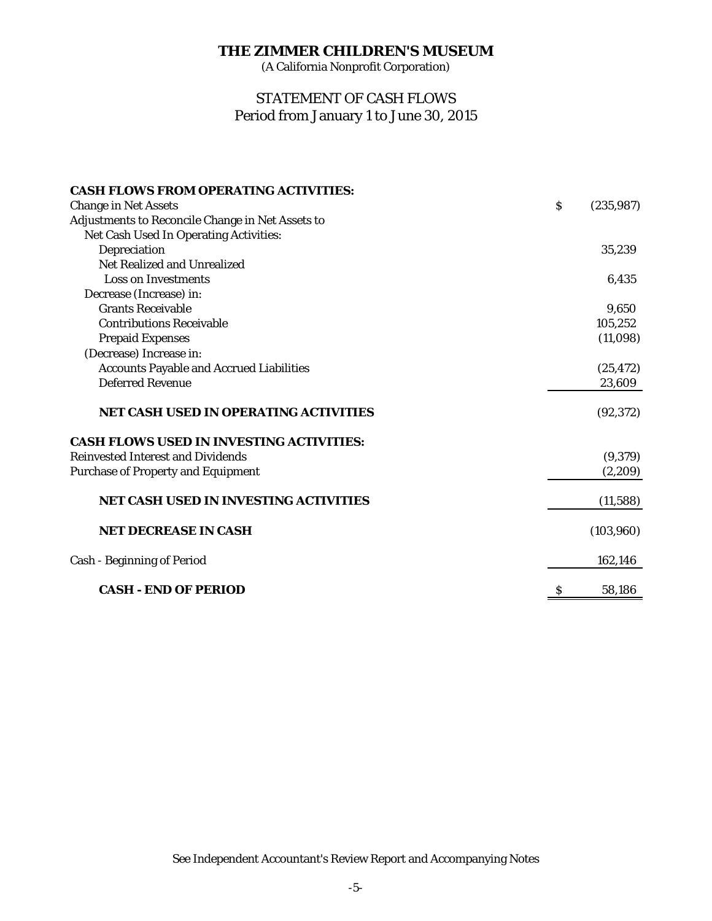# THE ZIMMER CHILDREN'S MUSEUM

(A California Nonprofit Corporation)

## STATEMENT OF CASH FLOWS
Period from January 1 to June 30, 2015

| | |
|---|---|
| **CASH FLOWS FROM OPERATING ACTIVITIES:** | |
| Change in Net Assets | $ (235,987) |
| Adjustments to Reconcile Change in Net Assets to | |
| Net Cash Used In Operating Activities: | |
| Depreciation | 35,239 |
| Net Realized and Unrealized | |
| Loss on Investments | 6,435 |
| Decrease (Increase) in: | |
| Grants Receivable | 9,650 |
| Contributions Receivable | 105,252 |
| Prepaid Expenses | (11,098) |
| (Decrease) Increase in: | |
| Accounts Payable and Accrued Liabilities | (25,472) |
| Deferred Revenue | 23,609 |
| **NET CASH USED IN OPERATING ACTIVITIES** | (92,372) |
| **CASH FLOWS USED IN INVESTING ACTIVITIES:** | |
| Reinvested Interest and Dividends | (9,379) |
| Purchase of Property and Equipment | (2,209) |
| **NET CASH USED IN INVESTING ACTIVITIES** | (11,588) |
| **NET DECREASE IN CASH** | (103,960) |
| Cash - Beginning of Period | 162,146 |
| **CASH - END OF PERIOD** | $ 58,186 |

See Independent Accountant's Review Report and Accompanying Notes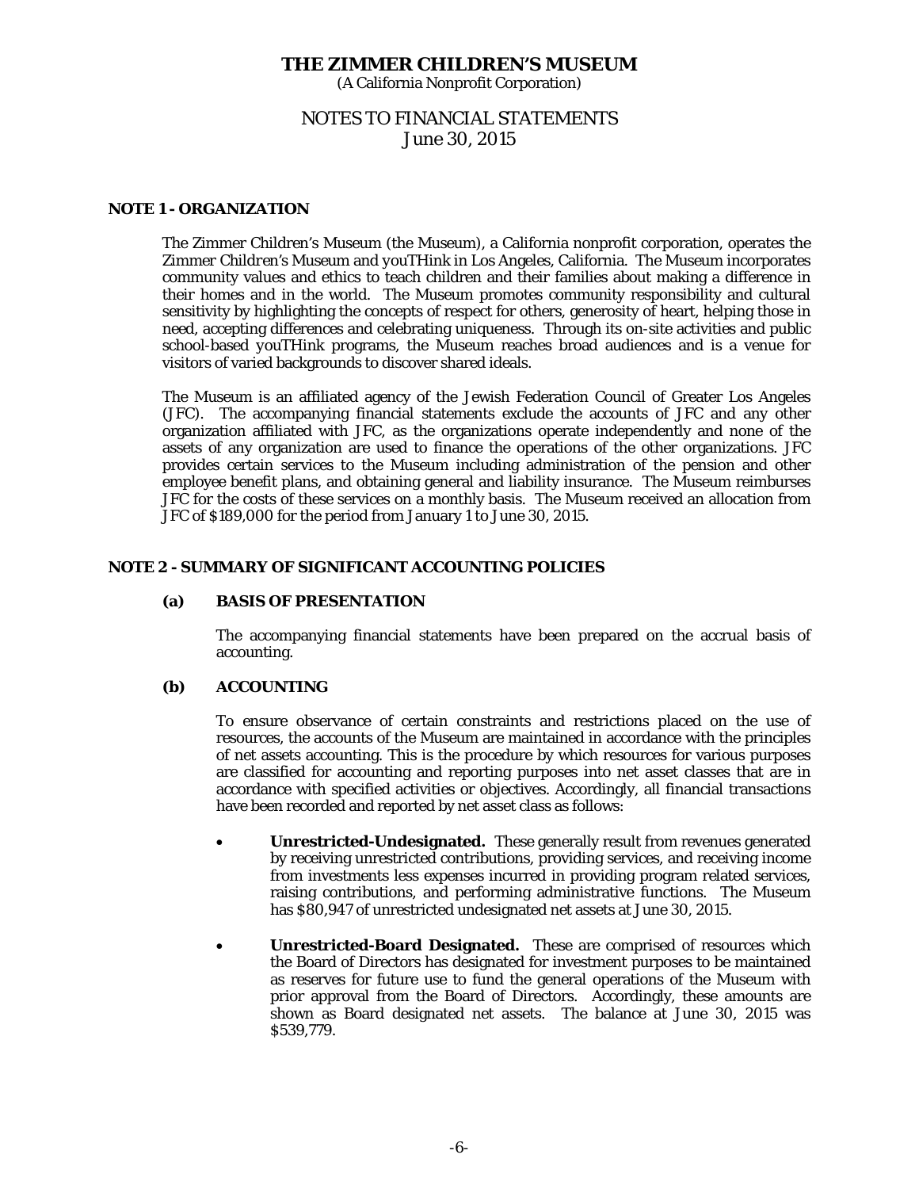# THE ZIMMER CHILDREN'S MUSEUM

(A California Nonprofit Corporation)

## NOTES TO FINANCIAL STATEMENTS
June 30, 2015

### NOTE 1 - ORGANIZATION

The Zimmer Children's Museum (the Museum), a California nonprofit corporation, operates the Zimmer Children's Museum and youTHink in Los Angeles, California. The Museum incorporates community values and ethics to teach children and their families about making a difference in their homes and in the world. The Museum promotes community responsibility and cultural sensitivity by highlighting the concepts of respect for others, generosity of heart, helping those in need, accepting differences and celebrating uniqueness. Through its on-site activities and public school-based youTHink programs, the Museum reaches broad audiences and is a venue for visitors of varied backgrounds to discover shared ideals.

The Museum is an affiliated agency of the Jewish Federation Council of Greater Los Angeles (JFC). The accompanying financial statements exclude the accounts of JFC and any other organization affiliated with JFC, as the organizations operate independently and none of the assets of any organization are used to finance the operations of the other organizations. JFC provides certain services to the Museum including administration of the pension and other employee benefit plans, and obtaining general and liability insurance. The Museum reimburses JFC for the costs of these services on a monthly basis. The Museum received an allocation from JFC of $189,000 for the period from January 1 to June 30, 2015.

### NOTE 2 - SUMMARY OF SIGNIFICANT ACCOUNTING POLICIES

#### (a) BASIS OF PRESENTATION

The accompanying financial statements have been prepared on the accrual basis of accounting.

#### (b) ACCOUNTING

To ensure observance of certain constraints and restrictions placed on the use of resources, the accounts of the Museum are maintained in accordance with the principles of net assets accounting. This is the procedure by which resources for various purposes are classified for accounting and reporting purposes into net asset classes that are in accordance with specified activities or objectives. Accordingly, all financial transactions have been recorded and reported by net asset class as follows:

- **Unrestricted-Undesignated.** These generally result from revenues generated by receiving unrestricted contributions, providing services, and receiving income from investments less expenses incurred in providing program related services, raising contributions, and performing administrative functions. The Museum has $80,947 of unrestricted undesignated net assets at June 30, 2015.

- **Unrestricted-Board Designated.** These are comprised of resources which the Board of Directors has designated for investment purposes to be maintained as reserves for future use to fund the general operations of the Museum with prior approval from the Board of Directors. Accordingly, these amounts are shown as Board designated net assets. The balance at June 30, 2015 was $539,779.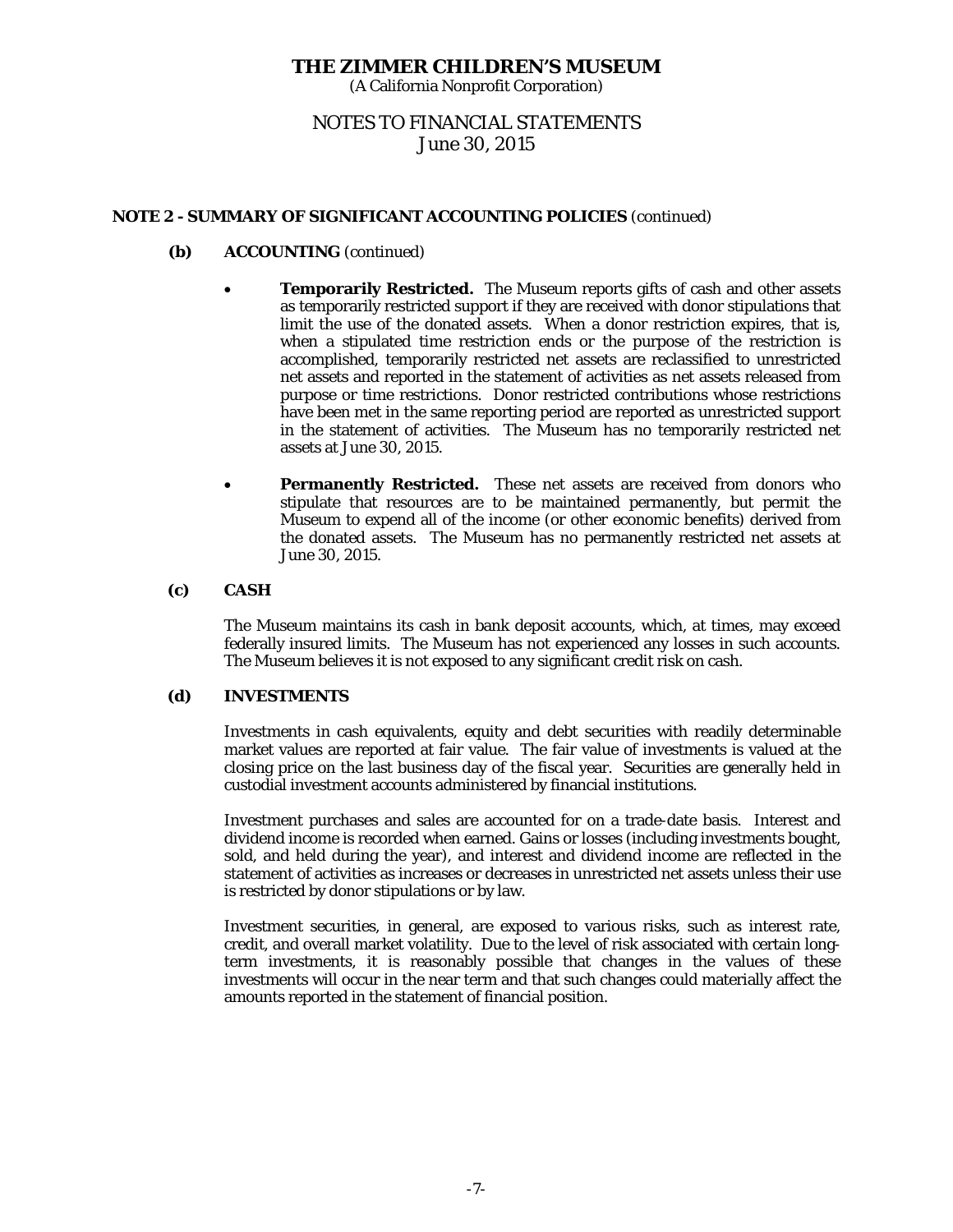# THE ZIMMER CHILDREN'S MUSEUM

(A California Nonprofit Corporation)

## NOTES TO FINANCIAL STATEMENTS

June 30, 2015

### NOTE 2 - SUMMARY OF SIGNIFICANT ACCOUNTING POLICIES (continued)

**(b) ACCOUNTING** (continued)

- **Temporarily Restricted.** The Museum reports gifts of cash and other assets as temporarily restricted support if they are received with donor stipulations that limit the use of the donated assets. When a donor restriction expires, that is, when a stipulated time restriction ends or the purpose of the restriction is accomplished, temporarily restricted net assets are reclassified to unrestricted net assets and reported in the statement of activities as net assets released from purpose or time restrictions. Donor restricted contributions whose restrictions have been met in the same reporting period are reported as unrestricted support in the statement of activities. The Museum has no temporarily restricted net assets at June 30, 2015.

- **Permanently Restricted.** These net assets are received from donors who stipulate that resources are to be maintained permanently, but permit the Museum to expend all of the income (or other economic benefits) derived from the donated assets. The Museum has no permanently restricted net assets at June 30, 2015.

**(c) CASH**

The Museum maintains its cash in bank deposit accounts, which, at times, may exceed federally insured limits. The Museum has not experienced any losses in such accounts. The Museum believes it is not exposed to any significant credit risk on cash.

**(d) INVESTMENTS**

Investments in cash equivalents, equity and debt securities with readily determinable market values are reported at fair value. The fair value of investments is valued at the closing price on the last business day of the fiscal year. Securities are generally held in custodial investment accounts administered by financial institutions.

Investment purchases and sales are accounted for on a trade-date basis. Interest and dividend income is recorded when earned. Gains or losses (including investments bought, sold, and held during the year), and interest and dividend income are reflected in the statement of activities as increases or decreases in unrestricted net assets unless their use is restricted by donor stipulations or by law.

Investment securities, in general, are exposed to various risks, such as interest rate, credit, and overall market volatility. Due to the level of risk associated with certain long-term investments, it is reasonably possible that changes in the values of these investments will occur in the near term and that such changes could materially affect the amounts reported in the statement of financial position.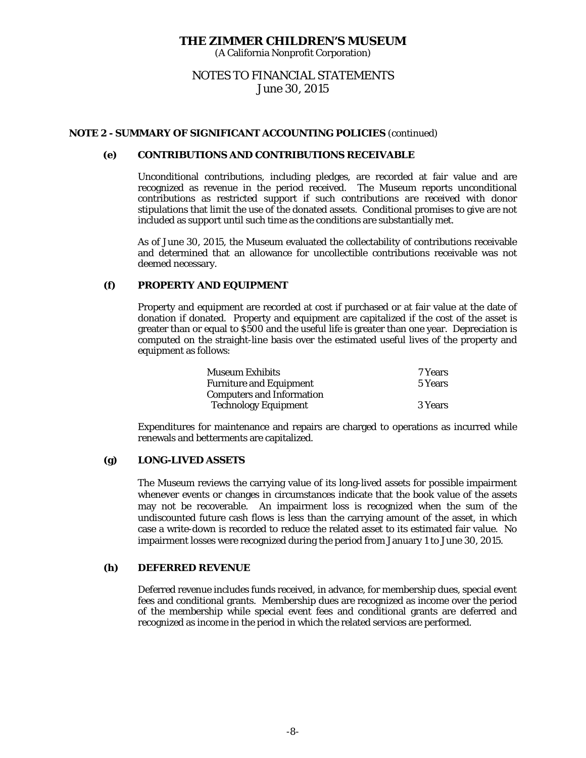# THE ZIMMER CHILDREN'S MUSEUM

(A California Nonprofit Corporation)

## NOTES TO FINANCIAL STATEMENTS
June 30, 2015

### NOTE 2 - SUMMARY OF SIGNIFICANT ACCOUNTING POLICIES (continued)

#### (e) CONTRIBUTIONS AND CONTRIBUTIONS RECEIVABLE

Unconditional contributions, including pledges, are recorded at fair value and are recognized as revenue in the period received. The Museum reports unconditional contributions as restricted support if such contributions are received with donor stipulations that limit the use of the donated assets. Conditional promises to give are not included as support until such time as the conditions are substantially met.

As of June 30, 2015, the Museum evaluated the collectability of contributions receivable and determined that an allowance for uncollectible contributions receivable was not deemed necessary.

#### (f) PROPERTY AND EQUIPMENT

Property and equipment are recorded at cost if purchased or at fair value at the date of donation if donated. Property and equipment are capitalized if the cost of the asset is greater than or equal to $500 and the useful life is greater than one year. Depreciation is computed on the straight-line basis over the estimated useful lives of the property and equipment as follows:

| | |
|---|---|
| Museum Exhibits | 7 Years |
| Furniture and Equipment | 5 Years |
| Computers and Information Technology Equipment | 3 Years |

Expenditures for maintenance and repairs are charged to operations as incurred while renewals and betterments are capitalized.

#### (g) LONG-LIVED ASSETS

The Museum reviews the carrying value of its long-lived assets for possible impairment whenever events or changes in circumstances indicate that the book value of the assets may not be recoverable. An impairment loss is recognized when the sum of the undiscounted future cash flows is less than the carrying amount of the asset, in which case a write-down is recorded to reduce the related asset to its estimated fair value. No impairment losses were recognized during the period from January 1 to June 30, 2015.

#### (h) DEFERRED REVENUE

Deferred revenue includes funds received, in advance, for membership dues, special event fees and conditional grants. Membership dues are recognized as income over the period of the membership while special event fees and conditional grants are deferred and recognized as income in the period in which the related services are performed.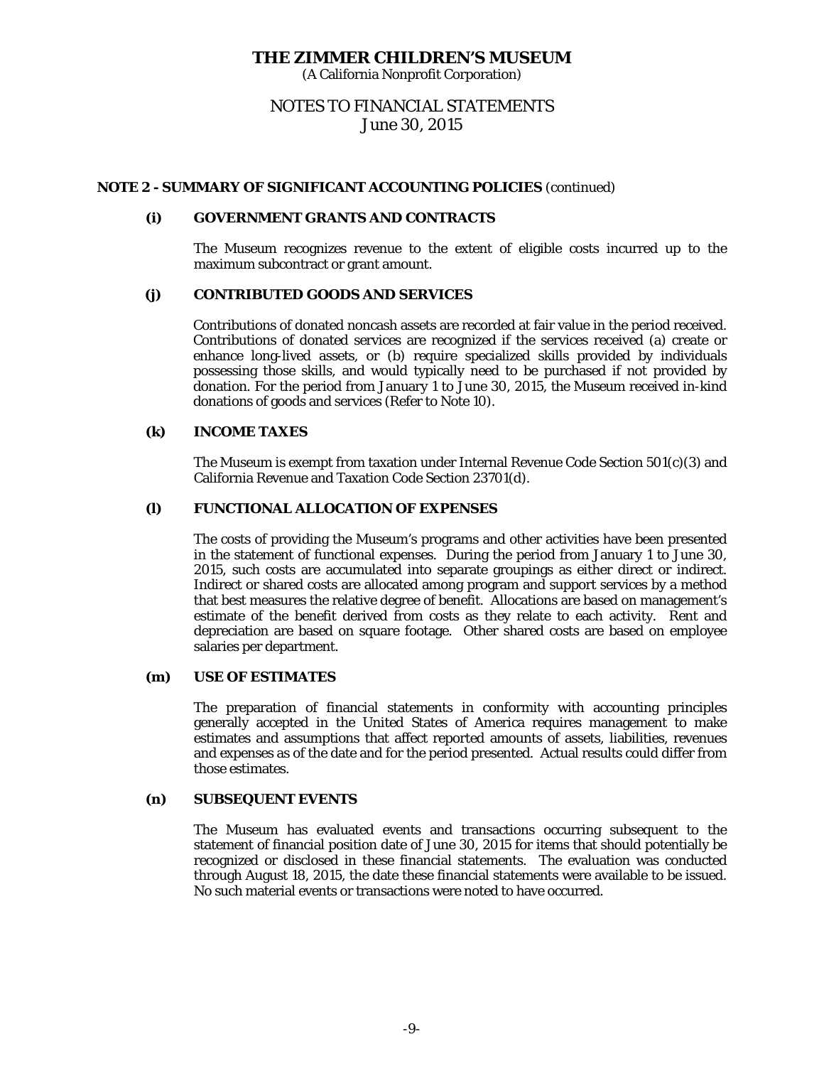# THE ZIMMER CHILDREN'S MUSEUM

(A California Nonprofit Corporation)

## NOTES TO FINANCIAL STATEMENTS

June 30, 2015

### NOTE 2 - SUMMARY OF SIGNIFICANT ACCOUNTING POLICIES (continued)

#### (i) GOVERNMENT GRANTS AND CONTRACTS

The Museum recognizes revenue to the extent of eligible costs incurred up to the maximum subcontract or grant amount.

#### (j) CONTRIBUTED GOODS AND SERVICES

Contributions of donated noncash assets are recorded at fair value in the period received. Contributions of donated services are recognized if the services received (a) create or enhance long-lived assets, or (b) require specialized skills provided by individuals possessing those skills, and would typically need to be purchased if not provided by donation. For the period from January 1 to June 30, 2015, the Museum received in-kind donations of goods and services (Refer to Note 10).

#### (k) INCOME TAXES

The Museum is exempt from taxation under Internal Revenue Code Section 501(c)(3) and California Revenue and Taxation Code Section 23701(d).

#### (l) FUNCTIONAL ALLOCATION OF EXPENSES

The costs of providing the Museum's programs and other activities have been presented in the statement of functional expenses. During the period from January 1 to June 30, 2015, such costs are accumulated into separate groupings as either direct or indirect. Indirect or shared costs are allocated among program and support services by a method that best measures the relative degree of benefit. Allocations are based on management's estimate of the benefit derived from costs as they relate to each activity. Rent and depreciation are based on square footage. Other shared costs are based on employee salaries per department.

#### (m) USE OF ESTIMATES

The preparation of financial statements in conformity with accounting principles generally accepted in the United States of America requires management to make estimates and assumptions that affect reported amounts of assets, liabilities, revenues and expenses as of the date and for the period presented. Actual results could differ from those estimates.

#### (n) SUBSEQUENT EVENTS

The Museum has evaluated events and transactions occurring subsequent to the statement of financial position date of June 30, 2015 for items that should potentially be recognized or disclosed in these financial statements. The evaluation was conducted through August 18, 2015, the date these financial statements were available to be issued. No such material events or transactions were noted to have occurred.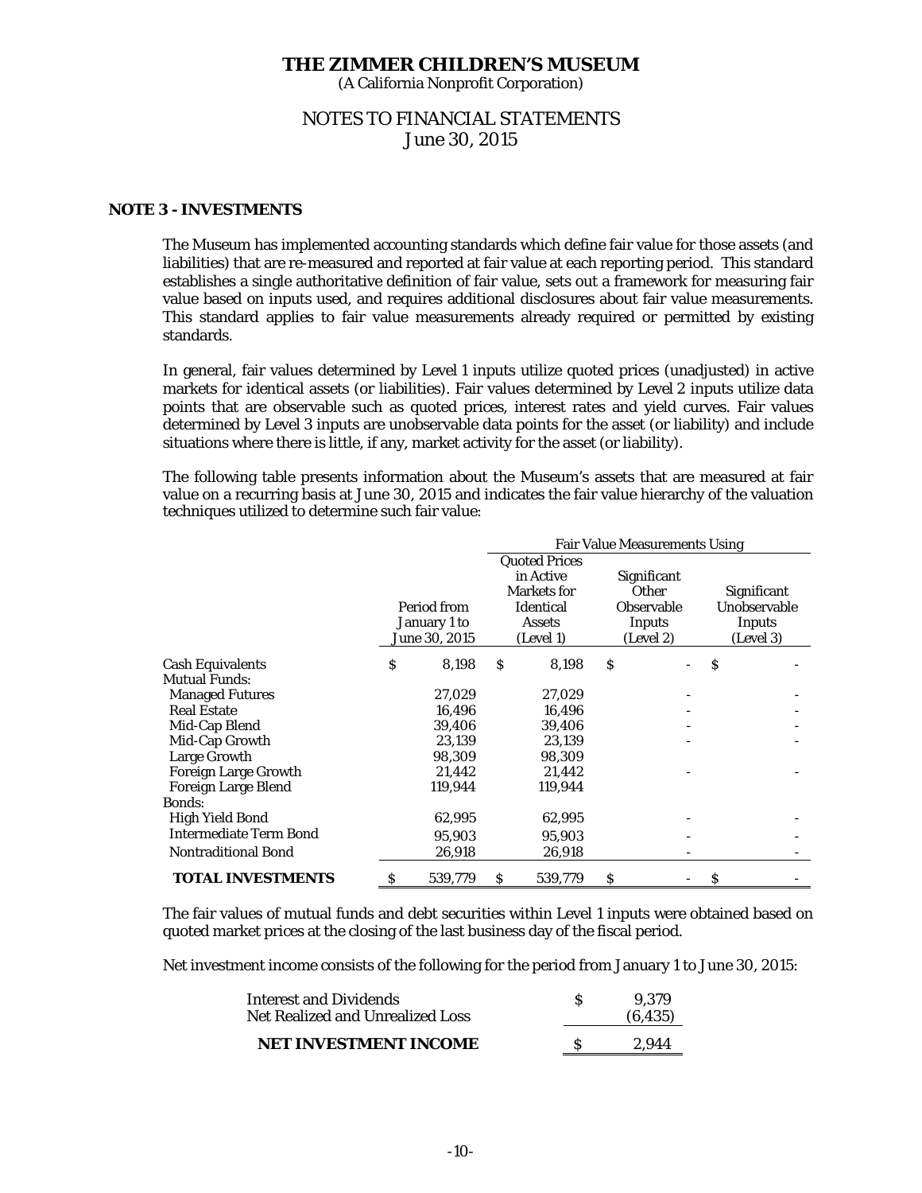## NOTE 3 - INVESTMENTS

The Museum has implemented accounting standards which define fair value for those assets (and liabilities) that are re-measured and reported at fair value at each reporting period. This standard establishes a single authoritative definition of fair value, sets out a framework for measuring fair value based on inputs used, and requires additional disclosures about fair value measurements. This standard applies to fair value measurements already required or permitted by existing standards.

In general, fair values determined by Level 1 inputs utilize quoted prices (unadjusted) in active markets for identical assets (or liabilities). Fair values determined by Level 2 inputs utilize data points that are observable such as quoted prices, interest rates and yield curves. Fair values determined by Level 3 inputs are unobservable data points for the asset (or liability) and include situations where there is little, if any, market activity for the asset (or liability).

The following table presents information about the Museum's assets that are measured at fair value on a recurring basis at June 30, 2015 and indicates the fair value hierarchy of the valuation techniques utilized to determine such fair value:

| | | Fair Value Measurements Using | | |
|---|---|---|---|---|
| | Period from January 1 to June 30, 2015 | Quoted Prices in Active Markets for Identical Assets (Level 1) | Significant Other Observable Inputs (Level 2) | Significant Unobservable Inputs (Level 3) |
| Cash Equivalents | $ 8,198 | $ 8,198 | $ - | $ - |
| Mutual Funds: | | | | |
| Managed Futures | 27,029 | 27,029 | - | - |
| Real Estate | 16,496 | 16,496 | - | - |
| Mid-Cap Blend | 39,406 | 39,406 | - | - |
| Mid-Cap Growth | 23,139 | 23,139 | - | - |
| Large Growth | 98,309 | 98,309 | | |
| Foreign Large Growth | 21,442 | 21,442 | - | - |
| Foreign Large Blend | 119,944 | 119,944 | | |
| Bonds: | | | | |
| High Yield Bond | 62,995 | 62,995 | - | - |
| Intermediate Term Bond | 95,903 | 95,903 | - | - |
| Nontraditional Bond | 26,918 | 26,918 | - | - |
| **TOTAL INVESTMENTS** | $ 539,779 | $ 539,779 | $ - | $ - |

The fair values of mutual funds and debt securities within Level 1 inputs were obtained based on quoted market prices at the closing of the last business day of the fiscal period.

Net investment income consists of the following for the period from January 1 to June 30, 2015:

| | |
|---|---|
| Interest and Dividends | $ 9,379 |
| Net Realized and Unrealized Loss | (6,435) |
| **NET INVESTMENT INCOME** | $ 2,944 |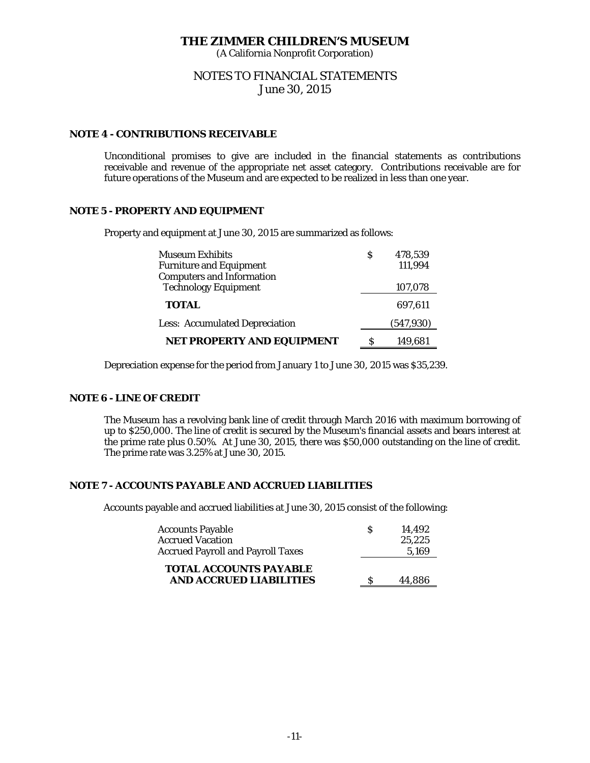# THE ZIMMER CHILDREN'S MUSEUM

(A California Nonprofit Corporation)

## NOTES TO FINANCIAL STATEMENTS
June 30, 2015

### NOTE 4 - CONTRIBUTIONS RECEIVABLE

Unconditional promises to give are included in the financial statements as contributions receivable and revenue of the appropriate net asset category. Contributions receivable are for future operations of the Museum and are expected to be realized in less than one year.

### NOTE 5 - PROPERTY AND EQUIPMENT

Property and equipment at June 30, 2015 are summarized as follows:

| | |
|---|---|
| Museum Exhibits | $ 478,539 |
| Furniture and Equipment | 111,994 |
| Computers and Information Technology Equipment | 107,078 |
| **TOTAL** | 697,611 |
| Less: Accumulated Depreciation | (547,930) |
| **NET PROPERTY AND EQUIPMENT** | $ 149,681 |

Depreciation expense for the period from January 1 to June 30, 2015 was $35,239.

### NOTE 6 - LINE OF CREDIT

The Museum has a revolving bank line of credit through March 2016 with maximum borrowing of up to $250,000. The line of credit is secured by the Museum's financial assets and bears interest at the prime rate plus 0.50%. At June 30, 2015, there was $50,000 outstanding on the line of credit. The prime rate was 3.25% at June 30, 2015.

### NOTE 7 - ACCOUNTS PAYABLE AND ACCRUED LIABILITIES

Accounts payable and accrued liabilities at June 30, 2015 consist of the following:

| | |
|---|---|
| Accounts Payable | $ 14,492 |
| Accrued Vacation | 25,225 |
| Accrued Payroll and Payroll Taxes | 5,169 |
| **TOTAL ACCOUNTS PAYABLE AND ACCRUED LIABILITIES** | $ 44,886 |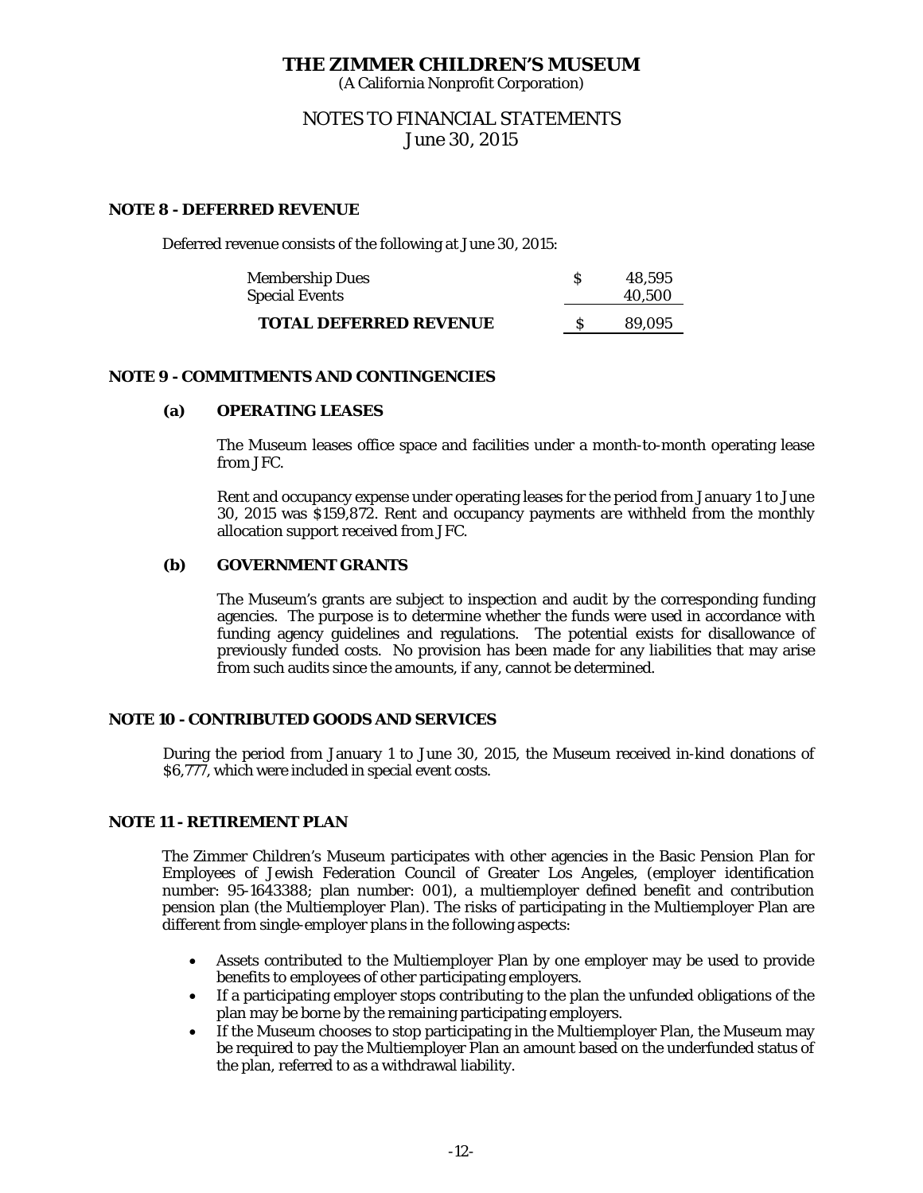# THE ZIMMER CHILDREN'S MUSEUM

(A California Nonprofit Corporation)

NOTES TO FINANCIAL STATEMENTS
June 30, 2015

## NOTE 8 - DEFERRED REVENUE

Deferred revenue consists of the following at June 30, 2015:

| | | |
|---|---|---|
| Membership Dues | $ | 48,595 |
| Special Events | | 40,500 |
| **TOTAL DEFERRED REVENUE** | $ | 89,095 |

## NOTE 9 - COMMITMENTS AND CONTINGENCIES

### (a) OPERATING LEASES

The Museum leases office space and facilities under a month-to-month operating lease from JFC.

Rent and occupancy expense under operating leases for the period from January 1 to June 30, 2015 was $159,872. Rent and occupancy payments are withheld from the monthly allocation support received from JFC.

### (b) GOVERNMENT GRANTS

The Museum's grants are subject to inspection and audit by the corresponding funding agencies. The purpose is to determine whether the funds were used in accordance with funding agency guidelines and regulations. The potential exists for disallowance of previously funded costs. No provision has been made for any liabilities that may arise from such audits since the amounts, if any, cannot be determined.

## NOTE 10 - CONTRIBUTED GOODS AND SERVICES

During the period from January 1 to June 30, 2015, the Museum received in-kind donations of $6,777, which were included in special event costs.

## NOTE 11 - RETIREMENT PLAN

The Zimmer Children's Museum participates with other agencies in the Basic Pension Plan for Employees of Jewish Federation Council of Greater Los Angeles, (employer identification number: 95-1643388; plan number: 001), a multiemployer defined benefit and contribution pension plan (the Multiemployer Plan). The risks of participating in the Multiemployer Plan are different from single-employer plans in the following aspects:

- Assets contributed to the Multiemployer Plan by one employer may be used to provide benefits to employees of other participating employers.
- If a participating employer stops contributing to the plan the unfunded obligations of the plan may be borne by the remaining participating employers.
- If the Museum chooses to stop participating in the Multiemployer Plan, the Museum may be required to pay the Multiemployer Plan an amount based on the underfunded status of the plan, referred to as a withdrawal liability.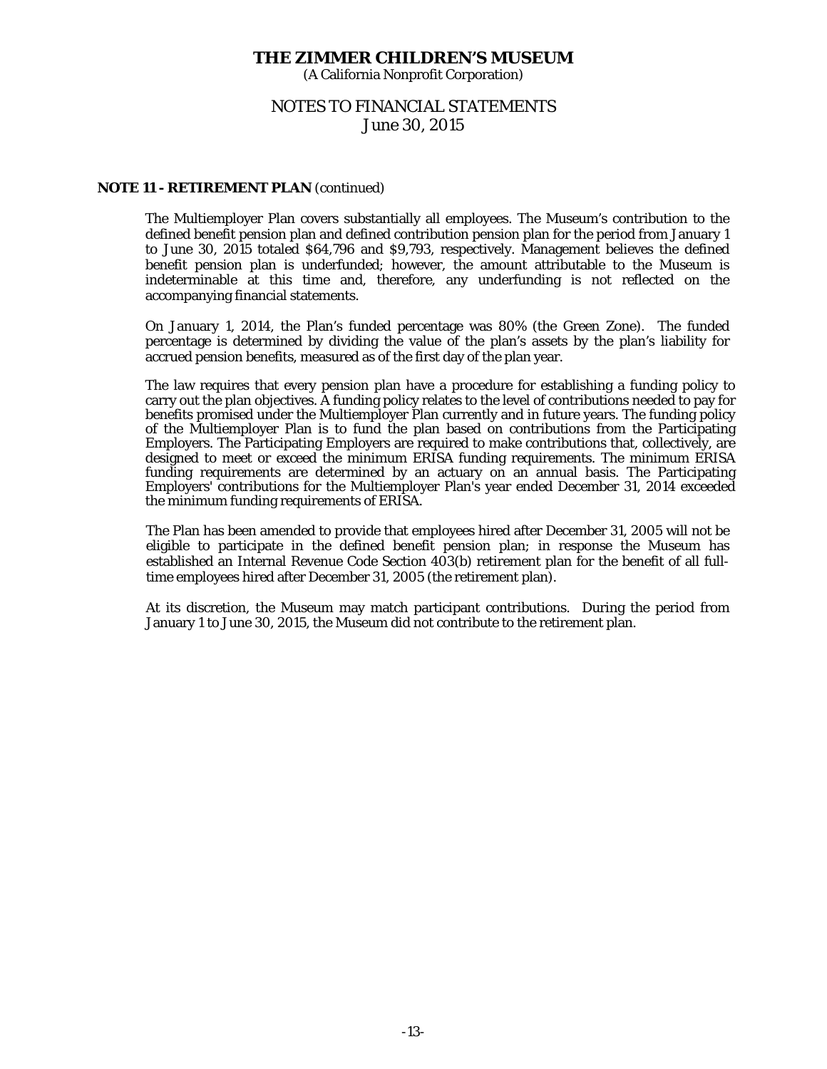# THE ZIMMER CHILDREN'S MUSEUM

(A California Nonprofit Corporation)

## NOTES TO FINANCIAL STATEMENTS

June 30, 2015

**NOTE 11 - RETIREMENT PLAN** (continued)

The Multiemployer Plan covers substantially all employees. The Museum's contribution to the defined benefit pension plan and defined contribution pension plan for the period from January 1 to June 30, 2015 totaled $64,796 and $9,793, respectively. Management believes the defined benefit pension plan is underfunded; however, the amount attributable to the Museum is indeterminable at this time and, therefore, any underfunding is not reflected on the accompanying financial statements.

On January 1, 2014, the Plan's funded percentage was 80% (the Green Zone). The funded percentage is determined by dividing the value of the plan's assets by the plan's liability for accrued pension benefits, measured as of the first day of the plan year.

The law requires that every pension plan have a procedure for establishing a funding policy to carry out the plan objectives. A funding policy relates to the level of contributions needed to pay for benefits promised under the Multiemployer Plan currently and in future years. The funding policy of the Multiemployer Plan is to fund the plan based on contributions from the Participating Employers. The Participating Employers are required to make contributions that, collectively, are designed to meet or exceed the minimum ERISA funding requirements. The minimum ERISA funding requirements are determined by an actuary on an annual basis. The Participating Employers' contributions for the Multiemployer Plan's year ended December 31, 2014 exceeded the minimum funding requirements of ERISA.

The Plan has been amended to provide that employees hired after December 31, 2005 will not be eligible to participate in the defined benefit pension plan; in response the Museum has established an Internal Revenue Code Section 403(b) retirement plan for the benefit of all full-time employees hired after December 31, 2005 (the retirement plan).

At its discretion, the Museum may match participant contributions. During the period from January 1 to June 30, 2015, the Museum did not contribute to the retirement plan.